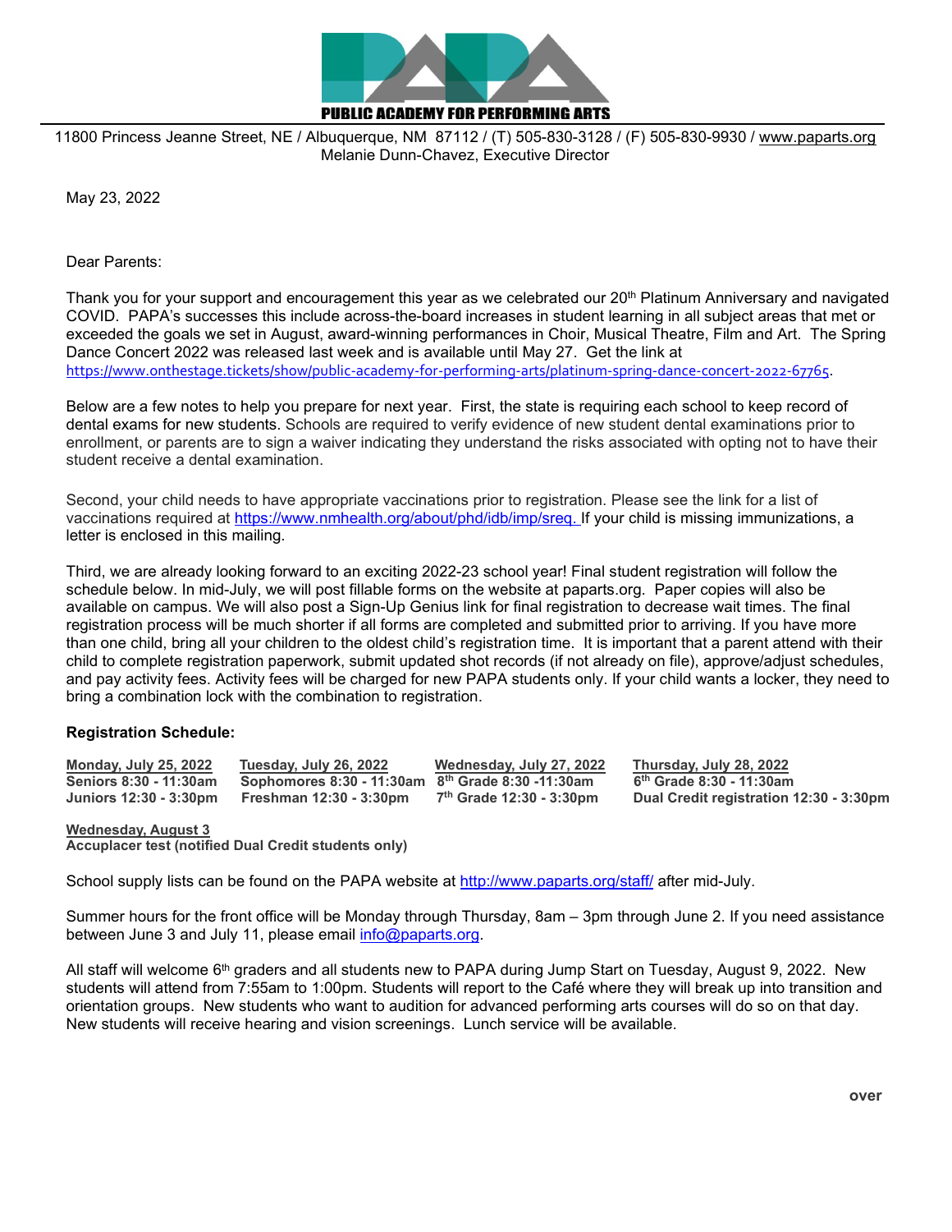PUBLIC ACADEMY FOR PERFORMING ARTS

11800 Princess Jeanne Street, NE / Albuquerque, NM 87112 / (T) 505-830-3128 / (F) 505-830-9930 / www.paparts.org
Melanie Dunn-Chavez, Executive Director

May 23, 2022

Dear Parents:

Thank you for your support and encouragement this year as we celebrated our 20th Platinum Anniversary and navigated COVID. PAPA's successes this include across-the-board increases in student learning in all subject areas that met or exceeded the goals we set in August, award-winning performances in Choir, Musical Theatre, Film and Art. The Spring Dance Concert 2022 was released last week and is available until May 27. Get the link at https://www.onthestage.tickets/show/public-academy-for-performing-arts/platinum-spring-dance-concert-2022-67765.

Below are a few notes to help you prepare for next year. First, the state is requiring each school to keep record of dental exams for new students. Schools are required to verify evidence of new student dental examinations prior to enrollment, or parents are to sign a waiver indicating they understand the risks associated with opting not to have their student receive a dental examination.

Second, your child needs to have appropriate vaccinations prior to registration. Please see the link for a list of vaccinations required at https://www.nmhealth.org/about/phd/idb/imp/sreq. If your child is missing immunizations, a letter is enclosed in this mailing.

Third, we are already looking forward to an exciting 2022-23 school year! Final student registration will follow the schedule below. In mid-July, we will post fillable forms on the website at paparts.org. Paper copies will also be available on campus. We will also post a Sign-Up Genius link for final registration to decrease wait times. The final registration process will be much shorter if all forms are completed and submitted prior to arriving. If you have more than one child, bring all your children to the oldest child's registration time. It is important that a parent attend with their child to complete registration paperwork, submit updated shot records (if not already on file), approve/adjust schedules, and pay activity fees. Activity fees will be charged for new PAPA students only. If your child wants a locker, they need to bring a combination lock with the combination to registration.

**Registration Schedule:**

| Monday, July 25, 2022 | Tuesday, July 26, 2022 | Wednesday, July 27, 2022 | Thursday, July 28, 2022 |
|---|---|---|---|
| **Seniors 8:30 - 11:30am** | **Sophomores 8:30 - 11:30am** | **8th Grade 8:30 -11:30am** | **6th Grade 8:30 - 11:30am** |
| **Juniors 12:30 - 3:30pm** | **Freshman 12:30 - 3:30pm** | **7th Grade 12:30 - 3:30pm** | **Dual Credit registration 12:30 - 3:30pm** |

**Wednesday, August 3**
**Accuplacer test (notified Dual Credit students only)**

School supply lists can be found on the PAPA website at http://www.paparts.org/staff/ after mid-July.

Summer hours for the front office will be Monday through Thursday, 8am – 3pm through June 2. If you need assistance between June 3 and July 11, please email info@paparts.org.

All staff will welcome 6th graders and all students new to PAPA during Jump Start on Tuesday, August 9, 2022. New students will attend from 7:55am to 1:00pm. Students will report to the Café where they will break up into transition and orientation groups. New students who want to audition for advanced performing arts courses will do so on that day. New students will receive hearing and vision screenings. Lunch service will be available.

over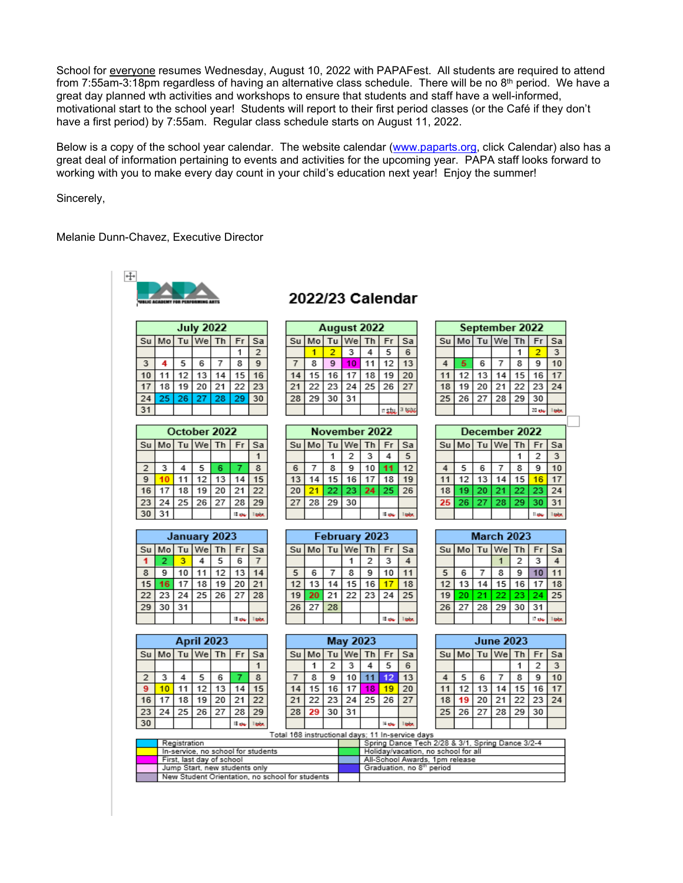School for <u>everyone</u> resumes Wednesday, August 10, 2022 with PAPAFest. All students are required to attend from 7:55am-3:18pm regardless of having an alternative class schedule. There will be no 8th period. We have a great day planned wth activities and workshops to ensure that students and staff have a well-informed, motivational start to the school year! Students will report to their first period classes (or the Café if they don't have a first period) by 7:55am. Regular class schedule starts on August 11, 2022.

Below is a copy of the school year calendar. The website calendar (www.paparts.org, click Calendar) also has a great deal of information pertaining to events and activities for the upcoming year. PAPA staff looks forward to working with you to make every day count in your child's education next year! Enjoy the summer!

Sincerely,

Melanie Dunn-Chavez, Executive Director

PUBLIC ACADEMY FOR PERFORMING ARTS

# 2022/23 Calendar

**July 2022**

| Su | Mo | Tu | We | Th | Fr | Sa |
|---|---|---|---|---|---|---|
| | | | | | 1 | 2 |
| 3 | 4 | 5 | 6 | 7 | 8 | 9 |
| 10 | 11 | 12 | 13 | 14 | 15 | 16 |
| 17 | 18 | 19 | 20 | 21 | 22 | 23 |
| 24 | 25 | 26 | 27 | 28 | 29 | 30 |
| 31 | | | | | | |

**August 2022**

| Su | Mo | Tu | We | Th | Fr | Sa |
|---|---|---|---|---|---|---|
| | 1 | 2 | 3 | 4 | 5 | 6 |
| 7 | 8 | 9 | 10 | 11 | 12 | 13 |
| 14 | 15 | 16 | 17 | 18 | 19 | 20 |
| 21 | 22 | 23 | 24 | 25 | 26 | 27 |
| 28 | 29 | 30 | 31 | | | |
| | | | | | 17 stu | 3 tchr |

**September 2022**

| Su | Mo | Tu | We | Th | Fr | Sa |
|---|---|---|---|---|---|---|
| | | | | 1 | 2 | 3 |
| 4 | 5 | 6 | 7 | 8 | 9 | 10 |
| 11 | 12 | 13 | 14 | 15 | 16 | 17 |
| 18 | 19 | 20 | 21 | 22 | 23 | 24 |
| 25 | 26 | 27 | 28 | 29 | 30 | |
| | | | | | 20 stu | 1 tchr |

**October 2022**

| Su | Mo | Tu | We | Th | Fr | Sa |
|---|---|---|---|---|---|---|
| | | | | | | 1 |
| 2 | 3 | 4 | 5 | 6 | 7 | 8 |
| 9 | 10 | 11 | 12 | 13 | 14 | 15 |
| 16 | 17 | 18 | 19 | 20 | 21 | 22 |
| 23 | 24 | 25 | 26 | 27 | 28 | 29 |
| 30 | 31 | | | | 18 stu | 1 tchr |

**November 2022**

| Su | Mo | Tu | We | Th | Fr | Sa |
|---|---|---|---|---|---|---|
| | | 1 | 2 | 3 | 4 | 5 |
| 6 | 7 | 8 | 9 | 10 | 11 | 12 |
| 13 | 14 | 15 | 16 | 17 | 18 | 19 |
| 20 | 21 | 22 | 23 | 24 | 25 | 26 |
| 27 | 28 | 29 | 30 | | | |
| | | | | | 16 stu | 1 tchr |

**December 2022**

| Su | Mo | Tu | We | Th | Fr | Sa |
|---|---|---|---|---|---|---|
| | | | | 1 | 2 | 3 |
| 4 | 5 | 6 | 7 | 8 | 9 | 10 |
| 11 | 12 | 13 | 14 | 15 | 16 | 17 |
| 18 | 19 | 20 | 21 | 22 | 23 | 24 |
| 25 | 26 | 27 | 28 | 29 | 30 | 31 |
| | | | | | 11 stu | 1 tchr |

**January 2023**

| Su | Mo | Tu | We | Th | Fr | Sa |
|---|---|---|---|---|---|---|
| 1 | 2 | 3 | 4 | 5 | 6 | 7 |
| 8 | 9 | 10 | 11 | 12 | 13 | 14 |
| 15 | 16 | 17 | 18 | 19 | 20 | 21 |
| 22 | 23 | 24 | 25 | 26 | 27 | 28 |
| 29 | 30 | 31 | | | | |
| | | | | | 18 stu | 1 tchr |

**February 2023**

| Su | Mo | Tu | We | Th | Fr | Sa |
|---|---|---|---|---|---|---|
| | | | 1 | 2 | 3 | 4 |
| 5 | 6 | 7 | 8 | 9 | 10 | 11 |
| 12 | 13 | 14 | 15 | 16 | 17 | 18 |
| 19 | 20 | 21 | 22 | 23 | 24 | 25 |
| 26 | 27 | 28 | | | | |
| | | | | | 18 stu | 1 tchr |

**March 2023**

| Su | Mo | Tu | We | Th | Fr | Sa |
|---|---|---|---|---|---|---|
| | | | 1 | 2 | 3 | 4 |
| 5 | 6 | 7 | 8 | 9 | 10 | 11 |
| 12 | 13 | 14 | 15 | 16 | 17 | 18 |
| 19 | 20 | 21 | 22 | 23 | 24 | 25 |
| 26 | 27 | 28 | 29 | 30 | 31 | |
| | | | | | 17 stu | 1 tchr |

**April 2023**

| Su | Mo | Tu | We | Th | Fr | Sa |
|---|---|---|---|---|---|---|
| | | | | | | 1 |
| 2 | 3 | 4 | 5 | 6 | 7 | 8 |
| 9 | 10 | 11 | 12 | 13 | 14 | 15 |
| 16 | 17 | 18 | 19 | 20 | 21 | 22 |
| 23 | 24 | 25 | 26 | 27 | 28 | 29 |
| 30 | | | | | 18 stu | 1 tchr |

**May 2023**

| Su | Mo | Tu | We | Th | Fr | Sa |
|---|---|---|---|---|---|---|
| | 1 | 2 | 3 | 4 | 5 | 6 |
| 7 | 8 | 9 | 10 | 11 | 12 | 13 |
| 14 | 15 | 16 | 17 | 18 | 19 | 20 |
| 21 | 22 | 23 | 24 | 25 | 26 | 27 |
| 28 | 29 | 30 | 31 | | | |
| | | | | | 14 stu | 1 tchr |

**June 2023**

| Su | Mo | Tu | We | Th | Fr | Sa |
|---|---|---|---|---|---|---|
| | | | | 1 | 2 | 3 |
| 4 | 5 | 6 | 7 | 8 | 9 | 10 |
| 11 | 12 | 13 | 14 | 15 | 16 | 17 |
| 18 | 19 | 20 | 21 | 22 | 23 | 24 |
| 25 | 26 | 27 | 28 | 29 | 30 | |

Total 168 instructional days; 11 In-service days

| | | | |
|---|---|---|---|
| | Registration | | Spring Dance Tech 2/28 & 3/1, Spring Dance 3/2-4 |
| | In-service, no school for students | | Holiday/vacation, no school for all |
| | First, last day of school | | All-School Awards, 1pm release |
| | Jump Start, new students only | | Graduation, no 8th period |
| | New Student Orientation, no school for students | | |